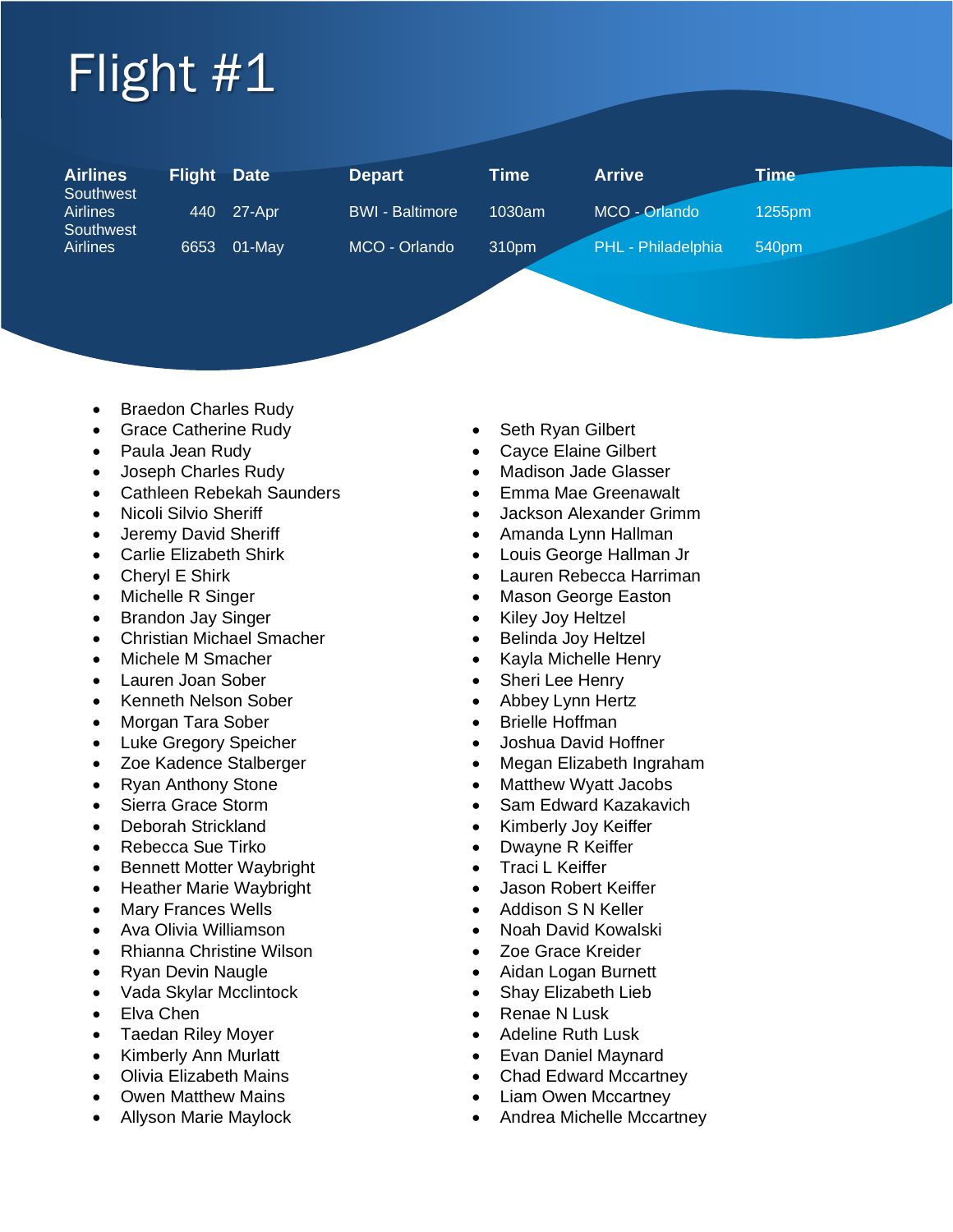# Flight #1

| Airlines | Flight | Date | Depart | Time | Arrive | Time |
|---|---|---|---|---|---|---|
| Southwest Airlines | 440 | 27-Apr | BWI - Baltimore | 1030am | MCO - Orlando | 1255pm |
| Southwest Airlines | 6653 | 01-May | MCO - Orlando | 310pm | PHL - Philadelphia | 540pm |

- Braedon Charles Rudy
- Grace Catherine Rudy
- Paula Jean Rudy
- Joseph Charles Rudy
- Cathleen Rebekah Saunders
- Nicoli Silvio Sheriff
- Jeremy David Sheriff
- Carlie Elizabeth Shirk
- Cheryl E Shirk
- Michelle R Singer
- Brandon Jay Singer
- Christian Michael Smacher
- Michele M Smacher
- Lauren Joan Sober
- Kenneth Nelson Sober
- Morgan Tara Sober
- Luke Gregory Speicher
- Zoe Kadence Stalberger
- Ryan Anthony Stone
- Sierra Grace Storm
- Deborah Strickland
- Rebecca Sue Tirko
- Bennett Motter Waybright
- Heather Marie Waybright
- Mary Frances Wells
- Ava Olivia Williamson
- Rhianna Christine Wilson
- Ryan Devin Naugle
- Vada Skylar Mcclintock
- Elva Chen
- Taedan Riley Moyer
- Kimberly Ann Murlatt
- Olivia Elizabeth Mains
- Owen Matthew Mains
- Allyson Marie Maylock
- Seth Ryan Gilbert
- Cayce Elaine Gilbert
- Madison Jade Glasser
- Emma Mae Greenawalt
- Jackson Alexander Grimm
- Amanda Lynn Hallman
- Louis George Hallman Jr
- Lauren Rebecca Harriman
- Mason George Easton
- Kiley Joy Heltzel
- Belinda Joy Heltzel
- Kayla Michelle Henry
- Sheri Lee Henry
- Abbey Lynn Hertz
- Brielle Hoffman
- Joshua David Hoffner
- Megan Elizabeth Ingraham
- Matthew Wyatt Jacobs
- Sam Edward Kazakavich
- Kimberly Joy Keiffer
- Dwayne R Keiffer
- Traci L Keiffer
- Jason Robert Keiffer
- Addison S N Keller
- Noah David Kowalski
- Zoe Grace Kreider
- Aidan Logan Burnett
- Shay Elizabeth Lieb
- Renae N Lusk
- Adeline Ruth Lusk
- Evan Daniel Maynard
- Chad Edward Mccartney
- Liam Owen Mccartney
- Andrea Michelle Mccartney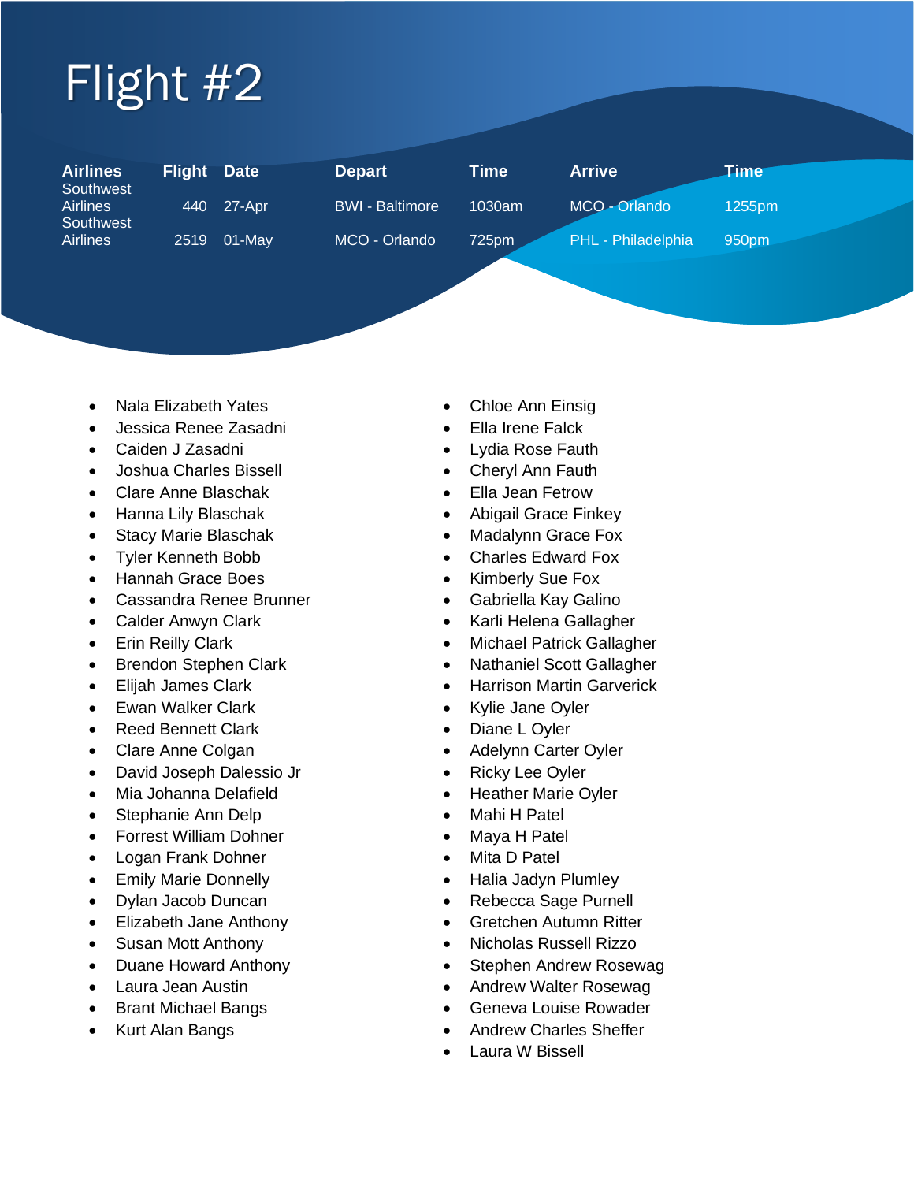# Flight #2

| Airlines | Flight | Date | Depart | Time | Arrive | Time |
|---|---|---|---|---|---|---|
| Southwest Airlines | 440 | 27-Apr | BWI - Baltimore | 1030am | MCO - Orlando | 1255pm |
| Southwest Airlines | 2519 | 01-May | MCO - Orlando | 725pm | PHL - Philadelphia | 950pm |

- Nala Elizabeth Yates
- Jessica Renee Zasadni
- Caiden J Zasadni
- Joshua Charles Bissell
- Clare Anne Blaschak
- Hanna Lily Blaschak
- Stacy Marie Blaschak
- Tyler Kenneth Bobb
- Hannah Grace Boes
- Cassandra Renee Brunner
- Calder Anwyn Clark
- Erin Reilly Clark
- Brendon Stephen Clark
- Elijah James Clark
- Ewan Walker Clark
- Reed Bennett Clark
- Clare Anne Colgan
- David Joseph Dalessio Jr
- Mia Johanna Delafield
- Stephanie Ann Delp
- Forrest William Dohner
- Logan Frank Dohner
- Emily Marie Donnelly
- Dylan Jacob Duncan
- Elizabeth Jane Anthony
- Susan Mott Anthony
- Duane Howard Anthony
- Laura Jean Austin
- Brant Michael Bangs
- Kurt Alan Bangs
- Chloe Ann Einsig
- Ella Irene Falck
- Lydia Rose Fauth
- Cheryl Ann Fauth
- Ella Jean Fetrow
- Abigail Grace Finkey
- Madalynn Grace Fox
- Charles Edward Fox
- Kimberly Sue Fox
- Gabriella Kay Galino
- Karli Helena Gallagher
- Michael Patrick Gallagher
- Nathaniel Scott Gallagher
- Harrison Martin Garverick
- Kylie Jane Oyler
- Diane L Oyler
- Adelynn Carter Oyler
- Ricky Lee Oyler
- Heather Marie Oyler
- Mahi H Patel
- Maya H Patel
- Mita D Patel
- Halia Jadyn Plumley
- Rebecca Sage Purnell
- Gretchen Autumn Ritter
- Nicholas Russell Rizzo
- Stephen Andrew Rosewag
- Andrew Walter Rosewag
- Geneva Louise Rowader
- Andrew Charles Sheffer
- Laura W Bissell